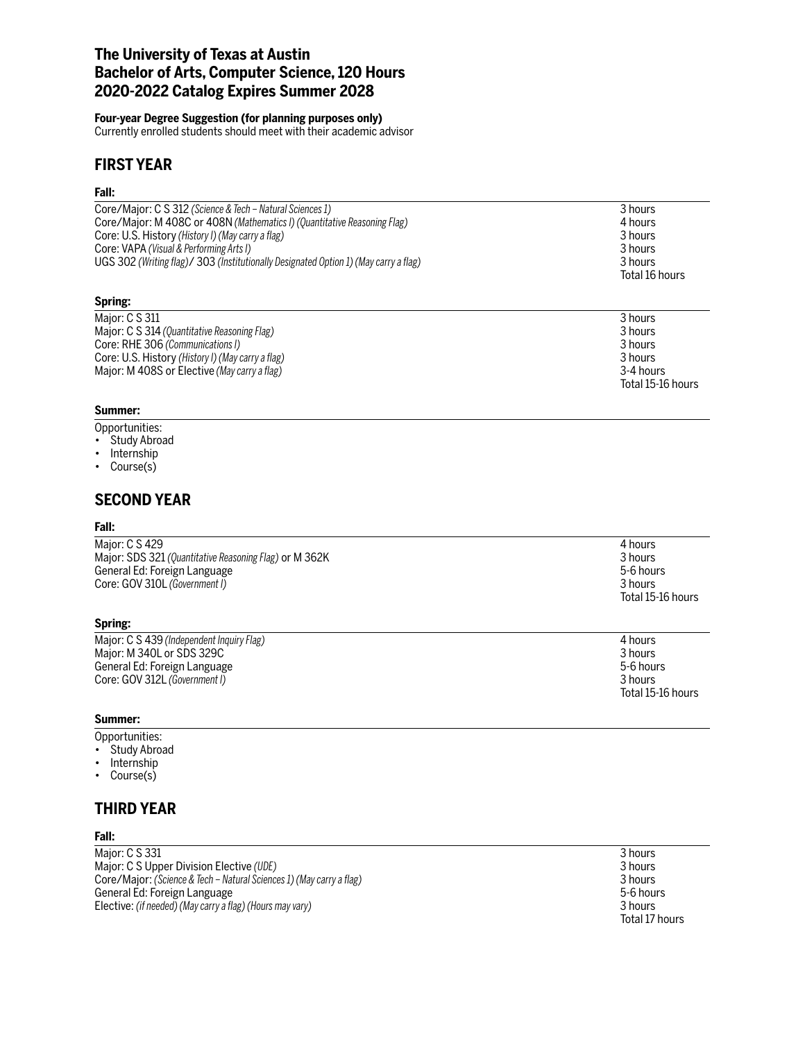# The University of Texas at Austin
# Bachelor of Arts, Computer Science, 120 Hours
# 2020-2022 Catalog Expires Summer 2028

**Four-year Degree Suggestion (for planning purposes only)**
Currently enrolled students should meet with their academic advisor

## FIRST YEAR

**Fall:**

| | |
|---|---|
| Core/Major: C S 312 *(Science & Tech – Natural Sciences 1)* | 3 hours |
| Core/Major: M 408C or 408N *(Mathematics I) (Quantitative Reasoning Flag)* | 4 hours |
| Core: U.S. History *(History I) (May carry a flag)* | 3 hours |
| Core: VAPA *(Visual & Performing Arts I)* | 3 hours |
| UGS 302 *(Writing flag)* / 303 *(Institutionally Designated Option 1) (May carry a flag)* | 3 hours |
| | Total 16 hours |

**Spring:**

| | |
|---|---|
| Major: C S 311 | 3 hours |
| Major: C S 314 *(Quantitative Reasoning Flag)* | 3 hours |
| Core: RHE 306 *(Communications I)* | 3 hours |
| Core: U.S. History *(History I) (May carry a flag)* | 3 hours |
| Major: M 408S or Elective *(May carry a flag)* | 3-4 hours |
| | Total 15-16 hours |

**Summer:**

Opportunities:
- Study Abroad
- Internship
- Course(s)

## SECOND YEAR

**Fall:**

| | |
|---|---|
| Major: C S 429 | 4 hours |
| Major: SDS 321 *(Quantitative Reasoning Flag)* or M 362K | 3 hours |
| General Ed: Foreign Language | 5-6 hours |
| Core: GOV 310L *(Government I)* | 3 hours |
| | Total 15-16 hours |

**Spring:**

| | |
|---|---|
| Major: C S 439 *(Independent Inquiry Flag)* | 4 hours |
| Major: M 340L or SDS 329C | 3 hours |
| General Ed: Foreign Language | 5-6 hours |
| Core: GOV 312L *(Government I)* | 3 hours |
| | Total 15-16 hours |

**Summer:**

Opportunities:
- Study Abroad
- Internship
- Course(s)

## THIRD YEAR

**Fall:**

| | |
|---|---|
| Major: C S 331 | 3 hours |
| Major: C S Upper Division Elective *(UDE)* | 3 hours |
| Core/Major: *(Science & Tech – Natural Sciences 1) (May carry a flag)* | 3 hours |
| General Ed: Foreign Language | 5-6 hours |
| Elective: *(if needed) (May carry a flag) (Hours may vary)* | 3 hours |
| | Total 17 hours |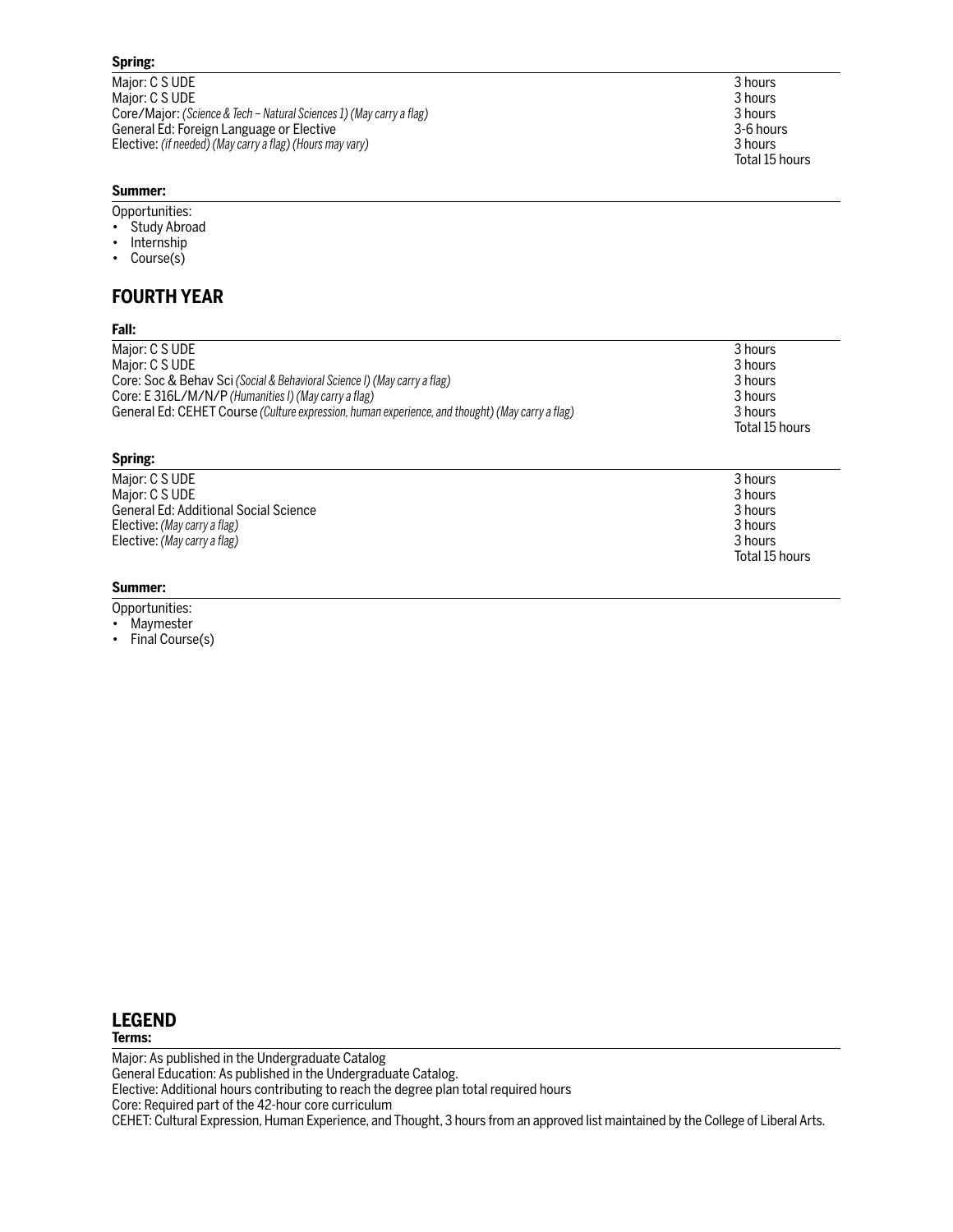**Spring:**

| | |
|---|---|
| Major: C S UDE | 3 hours |
| Major: C S UDE | 3 hours |
| Core/Major: *(Science & Tech – Natural Sciences 1) (May carry a flag)* | 3 hours |
| General Ed: Foreign Language or Elective | 3-6 hours |
| Elective: *(if needed) (May carry a flag) (Hours may vary)* | 3 hours |
| | Total 15 hours |

**Summer:**

Opportunities:

- Study Abroad
- Internship
- Course(s)

## FOURTH YEAR

**Fall:**

| | |
|---|---|
| Major: C S UDE | 3 hours |
| Major: C S UDE | 3 hours |
| Core: Soc & Behav Sci *(Social & Behavioral Science I) (May carry a flag)* | 3 hours |
| Core: E 316L/M/N/P *(Humanities I) (May carry a flag)* | 3 hours |
| General Ed: CEHET Course *(Culture expression, human experience, and thought) (May carry a flag)* | 3 hours |
| | Total 15 hours |

**Spring:**

| | |
|---|---|
| Major: C S UDE | 3 hours |
| Major: C S UDE | 3 hours |
| General Ed: Additional Social Science | 3 hours |
| Elective: *(May carry a flag)* | 3 hours |
| Elective: *(May carry a flag)* | 3 hours |
| | Total 15 hours |

**Summer:**

Opportunities:

- Maymester
- Final Course(s)

## LEGEND

**Terms:**

Major: As published in the Undergraduate Catalog

General Education: As published in the Undergraduate Catalog.

Elective: Additional hours contributing to reach the degree plan total required hours

Core: Required part of the 42-hour core curriculum

CEHET: Cultural Expression, Human Experience, and Thought, 3 hours from an approved list maintained by the College of Liberal Arts.